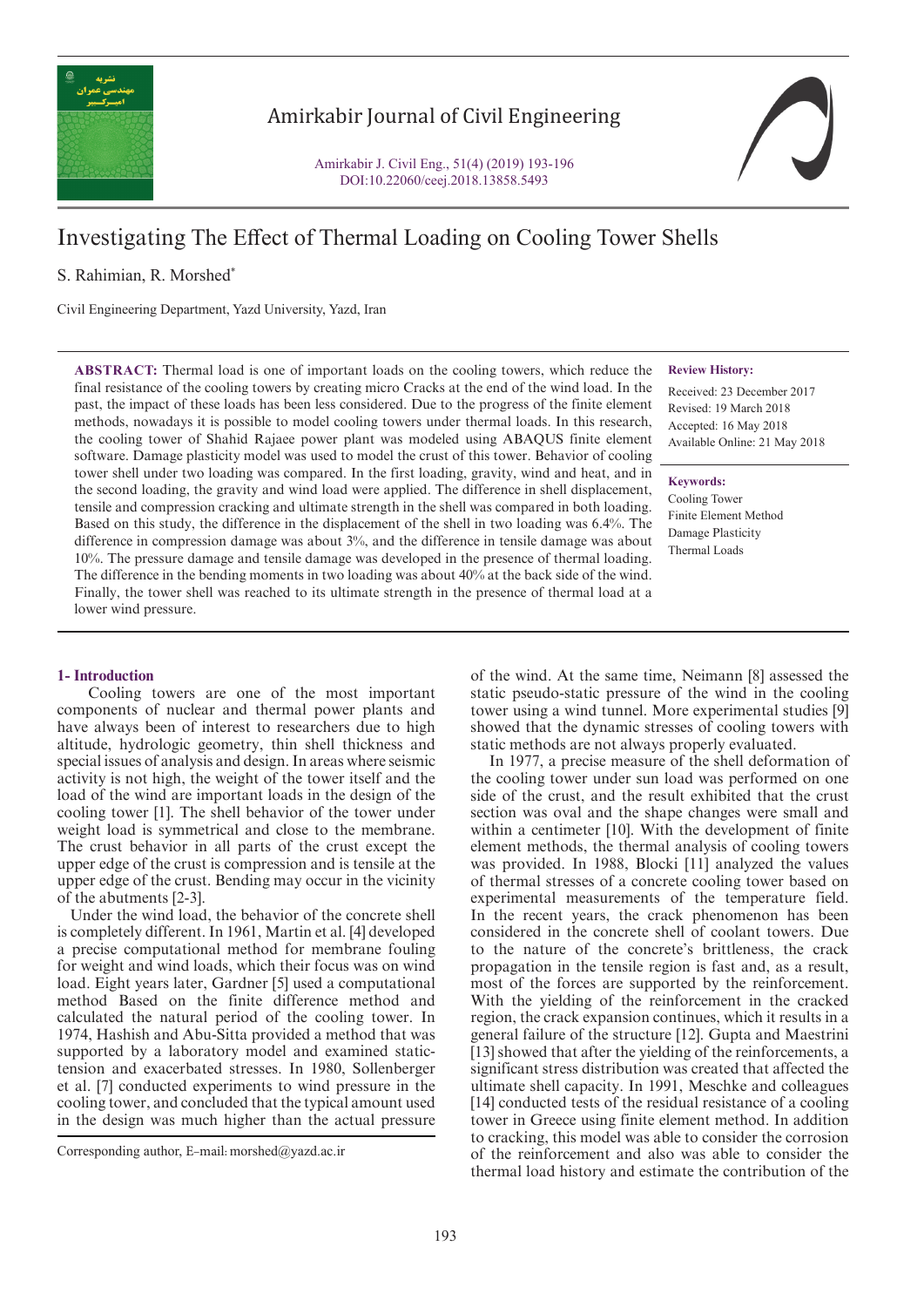# Investigating The Effect of Thermal Loading on Cooling Tower Shells

S. Rahimian, R. Morshed*

Civil Engineering Department, Yazd University, Yazd, Iran

**ABSTRACT:** Thermal load is one of important loads on the cooling towers, which reduce the final resistance of the cooling towers by creating micro Cracks at the end of the wind load. In the past, the impact of these loads has been less considered. Due to the progress of the finite element methods, nowadays it is possible to model cooling towers under thermal loads. In this research, the cooling tower of Shahid Rajaee power plant was modeled using ABAQUS finite element software. Damage plasticity model was used to model the crust of this tower. Behavior of cooling tower shell under two loading was compared. In the first loading, gravity, wind and heat, and in the second loading, the gravity and wind load were applied. The difference in shell displacement, tensile and compression cracking and ultimate strength in the shell was compared in both loading. Based on this study, the difference in the displacement of the shell in two loading was 6.4%. The difference in compression damage was about 3%, and the difference in tensile damage was about 10%. The pressure damage and tensile damage was developed in the presence of thermal loading. The difference in the bending moments in two loading was about 40% at the back side of the wind. Finally, the tower shell was reached to its ultimate strength in the presence of thermal load at a lower wind pressure.

**Review History:**

Received: 23 December 2017
Revised: 19 March 2018
Accepted: 16 May 2018
Available Online: 21 May 2018

**Keywords:**

Cooling Tower
Finite Element Method
Damage Plasticity
Thermal Loads

## 1- Introduction

Cooling towers are one of the most important components of nuclear and thermal power plants and have always been of interest to researchers due to high altitude, hydrologic geometry, thin shell thickness and special issues of analysis and design. In areas where seismic activity is not high, the weight of the tower itself and the load of the wind are important loads in the design of the cooling tower [1]. The shell behavior of the tower under weight load is symmetrical and close to the membrane. The crust behavior in all parts of the crust except the upper edge of the crust is compression and is tensile at the upper edge of the crust. Bending may occur in the vicinity of the abutments [2-3].

Under the wind load, the behavior of the concrete shell is completely different. In 1961, Martin et al. [4] developed a precise computational method for membrane fouling for weight and wind loads, which their focus was on wind load. Eight years later, Gardner [5] used a computational method Based on the finite difference method and calculated the natural period of the cooling tower. In 1974, Hashish and Abu-Sitta provided a method that was supported by a laboratory model and examined static-tension and exacerbated stresses. In 1980, Sollenberger et al. [7] conducted experiments to wind pressure in the cooling tower, and concluded that the typical amount used in the design was much higher than the actual pressure of the wind. At the same time, Neimann [8] assessed the static pseudo-static pressure of the wind in the cooling tower using a wind tunnel. More experimental studies [9] showed that the dynamic stresses of cooling towers with static methods are not always properly evaluated.

In 1977, a precise measure of the shell deformation of the cooling tower under sun load was performed on one side of the crust, and the result exhibited that the crust section was oval and the shape changes were small and within a centimeter [10]. With the development of finite element methods, the thermal analysis of cooling towers was provided. In 1988, Blocki [11] analyzed the values of thermal stresses of a concrete cooling tower based on experimental measurements of the temperature field. In the recent years, the crack phenomenon has been considered in the concrete shell of coolant towers. Due to the nature of the concrete's brittleness, the crack propagation in the tensile region is fast and, as a result, most of the forces are supported by the reinforcement. With the yielding of the reinforcement in the cracked region, the crack expansion continues, which it results in a general failure of the structure [12]. Gupta and Maestrini [13] showed that after the yielding of the reinforcements, a significant stress distribution was created that affected the ultimate shell capacity. In 1991, Meschke and colleagues [14] conducted tests of the residual resistance of a cooling tower in Greece using finite element method. In addition to cracking, this model was able to consider the corrosion of the reinforcement and also was able to consider the thermal load history and estimate the contribution of the

Corresponding author, E-mail: morshed@yazd.ac.ir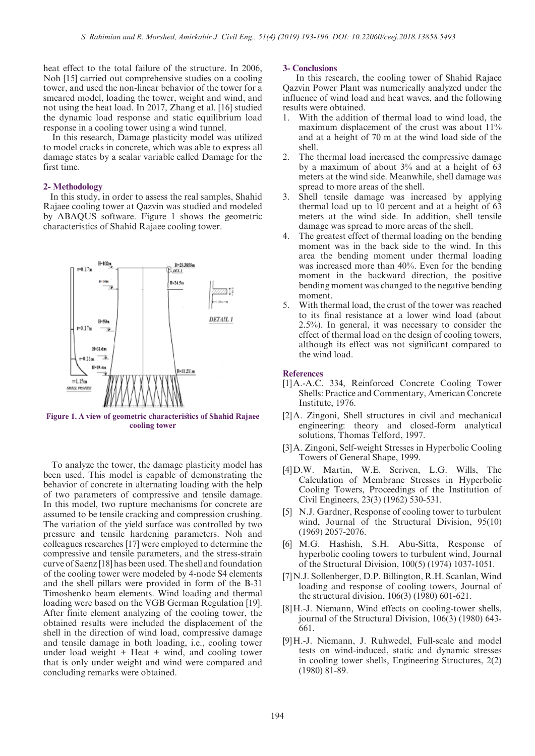heat effect to the total failure of the structure. In 2006, Noh [15] carried out comprehensive studies on a cooling tower, and used the non-linear behavior of the tower for a smeared model, loading the tower, weight and wind, and not using the heat load. In 2017, Zhang et al. [16] studied the dynamic load response and static equilibrium load response in a cooling tower using a wind tunnel.

In this research, Damage plasticity model was utilized to model cracks in concrete, which was able to express all damage states by a scalar variable called Damage for the first time.

## 2- Methodology

In this study, in order to assess the real samples, Shahid Rajaee cooling tower at Qazvin was studied and modeled by ABAQUS software. Figure 1 shows the geometric characteristics of Shahid Rajaee cooling tower.

**Figure 1. A view of geometric characteristics of Shahid Rajaee cooling tower**

To analyze the tower, the damage plasticity model has been used. This model is capable of demonstrating the behavior of concrete in alternating loading with the help of two parameters of compressive and tensile damage. In this model, two rupture mechanisms for concrete are assumed to be tensile cracking and compression crushing. The variation of the yield surface was controlled by two pressure and tensile hardening parameters. Noh and colleagues researches [17] were employed to determine the compressive and tensile parameters, and the stress-strain curve of Saenz [18] has been used. The shell and foundation of the cooling tower were modeled by 4-node S4 elements and the shell pillars were provided in form of the B-31 Timoshenko beam elements. Wind loading and thermal loading were based on the VGB German Regulation [19]. After finite element analyzing of the cooling tower, the obtained results were included the displacement of the shell in the direction of wind load, compressive damage and tensile damage in both loading, i.e., cooling tower under load weight + Heat + wind, and cooling tower that is only under weight and wind were compared and concluding remarks were obtained.

## 3- Conclusions

In this research, the cooling tower of Shahid Rajaee Qazvin Power Plant was numerically analyzed under the influence of wind load and heat waves, and the following results were obtained.

1. With the addition of thermal load to wind load, the maximum displacement of the crust was about 11% and at a height of 70 m at the wind load side of the shell.
2. The thermal load increased the compressive damage by a maximum of about 3% and at a height of 63 meters at the wind side. Meanwhile, shell damage was spread to more areas of the shell.
3. Shell tensile damage was increased by applying thermal load up to 10 percent and at a height of 63 meters at the wind side. In addition, shell tensile damage was spread to more areas of the shell.
4. The greatest effect of thermal loading on the bending moment was in the back side to the wind. In this area the bending moment under thermal loading was increased more than 40%. Even for the bending moment in the backward direction, the positive bending moment was changed to the negative bending moment.
5. With thermal load, the crust of the tower was reached to its final resistance at a lower wind load (about 2.5%). In general, it was necessary to consider the effect of thermal load on the design of cooling towers, although its effect was not significant compared to the wind load.

## References

[1] A.-A.C. 334, Reinforced Concrete Cooling Tower Shells: Practice and Commentary, American Concrete Institute, 1976.

[2] A. Zingoni, Shell structures in civil and mechanical engineering: theory and closed-form analytical solutions, Thomas Telford, 1997.

[3] A. Zingoni, Self-weight Stresses in Hyperbolic Cooling Towers of General Shape, 1999.

[4] D.W. Martin, W.E. Scriven, L.G. Wills, The Calculation of Membrane Stresses in Hyperbolic Cooling Towers, Proceedings of the Institution of Civil Engineers, 23(3) (1962) 530-531.

[5] N.J. Gardner, Response of cooling tower to turbulent wind, Journal of the Structural Division, 95(10) (1969) 2057-2076.

[6] M.G. Hashish, S.H. Abu-Sitta, Response of hyperbolic cooling towers to turbulent wind, Journal of the Structural Division, 100(5) (1974) 1037-1051.

[7] N.J. Sollenberger, D.P. Billington, R.H. Scanlan, Wind loading and response of cooling towers, Journal of the structural division, 106(3) (1980) 601-621.

[8] H.-J. Niemann, Wind effects on cooling-tower shells, journal of the Structural Division, 106(3) (1980) 643-661.

[9] H.-J. Niemann, J. Ruhwedel, Full-scale and model tests on wind-induced, static and dynamic stresses in cooling tower shells, Engineering Structures, 2(2) (1980) 81-89.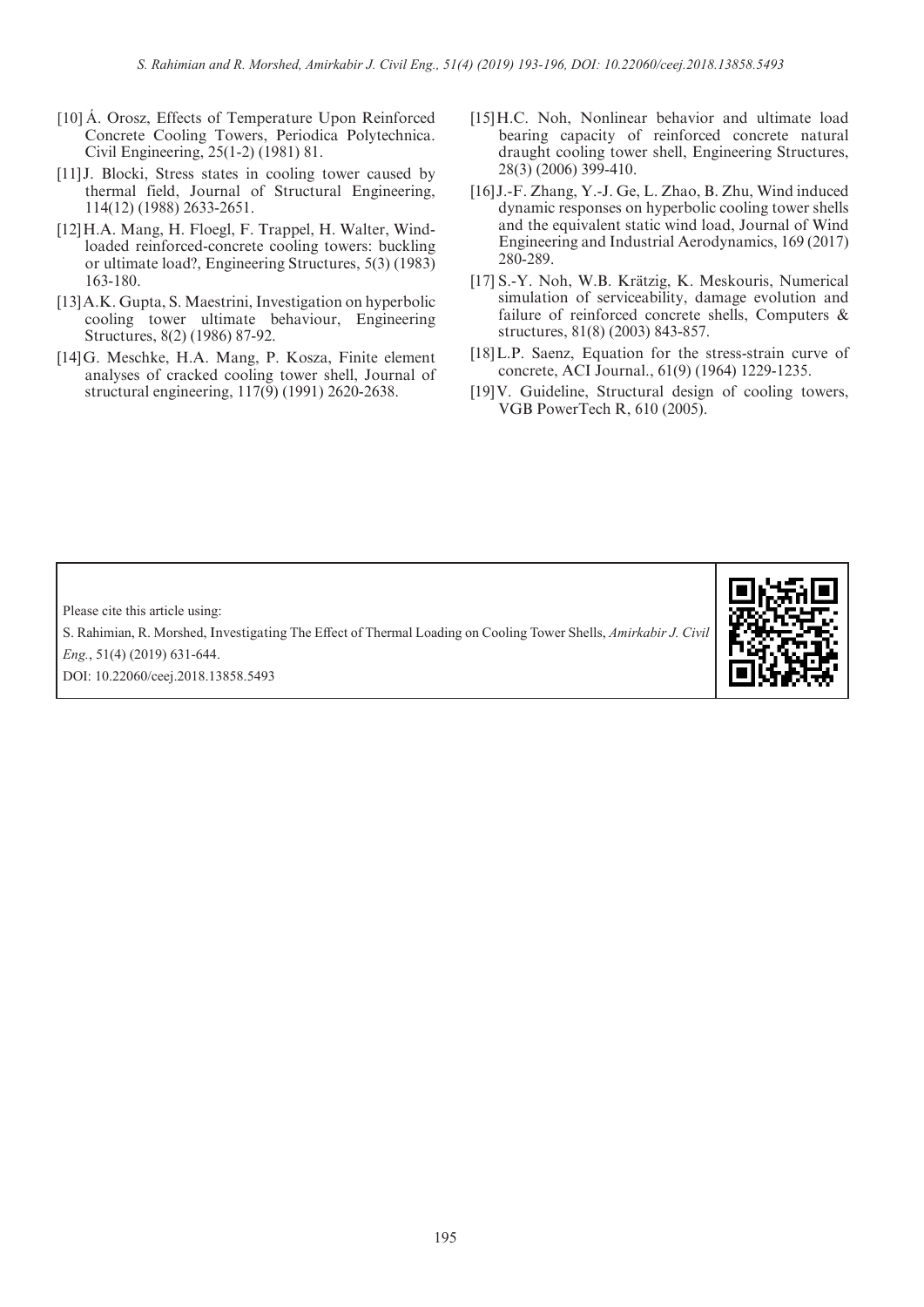[10] Á. Orosz, Effects of Temperature Upon Reinforced Concrete Cooling Towers, Periodica Polytechnica. Civil Engineering, 25(1-2) (1981) 81.

[11] J. Blocki, Stress states in cooling tower caused by thermal field, Journal of Structural Engineering, 114(12) (1988) 2633-2651.

[12] H.A. Mang, H. Floegl, F. Trappel, H. Walter, Wind-loaded reinforced-concrete cooling towers: buckling or ultimate load?, Engineering Structures, 5(3) (1983) 163-180.

[13] A.K. Gupta, S. Maestrini, Investigation on hyperbolic cooling tower ultimate behaviour, Engineering Structures, 8(2) (1986) 87-92.

[14] G. Meschke, H.A. Mang, P. Kosza, Finite element analyses of cracked cooling tower shell, Journal of structural engineering, 117(9) (1991) 2620-2638.

[15] H.C. Noh, Nonlinear behavior and ultimate load bearing capacity of reinforced concrete natural draught cooling tower shell, Engineering Structures, 28(3) (2006) 399-410.

[16] J.-F. Zhang, Y.-J. Ge, L. Zhao, B. Zhu, Wind induced dynamic responses on hyperbolic cooling tower shells and the equivalent static wind load, Journal of Wind Engineering and Industrial Aerodynamics, 169 (2017) 280-289.

[17] S.-Y. Noh, W.B. Krätzig, K. Meskouris, Numerical simulation of serviceability, damage evolution and failure of reinforced concrete shells, Computers & structures, 81(8) (2003) 843-857.

[18] L.P. Saenz, Equation for the stress-strain curve of concrete, ACI Journal., 61(9) (1964) 1229-1235.

[19] V. Guideline, Structural design of cooling towers, VGB PowerTech R, 610 (2005).

Please cite this article using:

S. Rahimian, R. Morshed, Investigating The Effect of Thermal Loading on Cooling Tower Shells, *Amirkabir J. Civil Eng.*, 51(4) (2019) 631-644.

DOI: 10.22060/ceej.2018.13858.5493